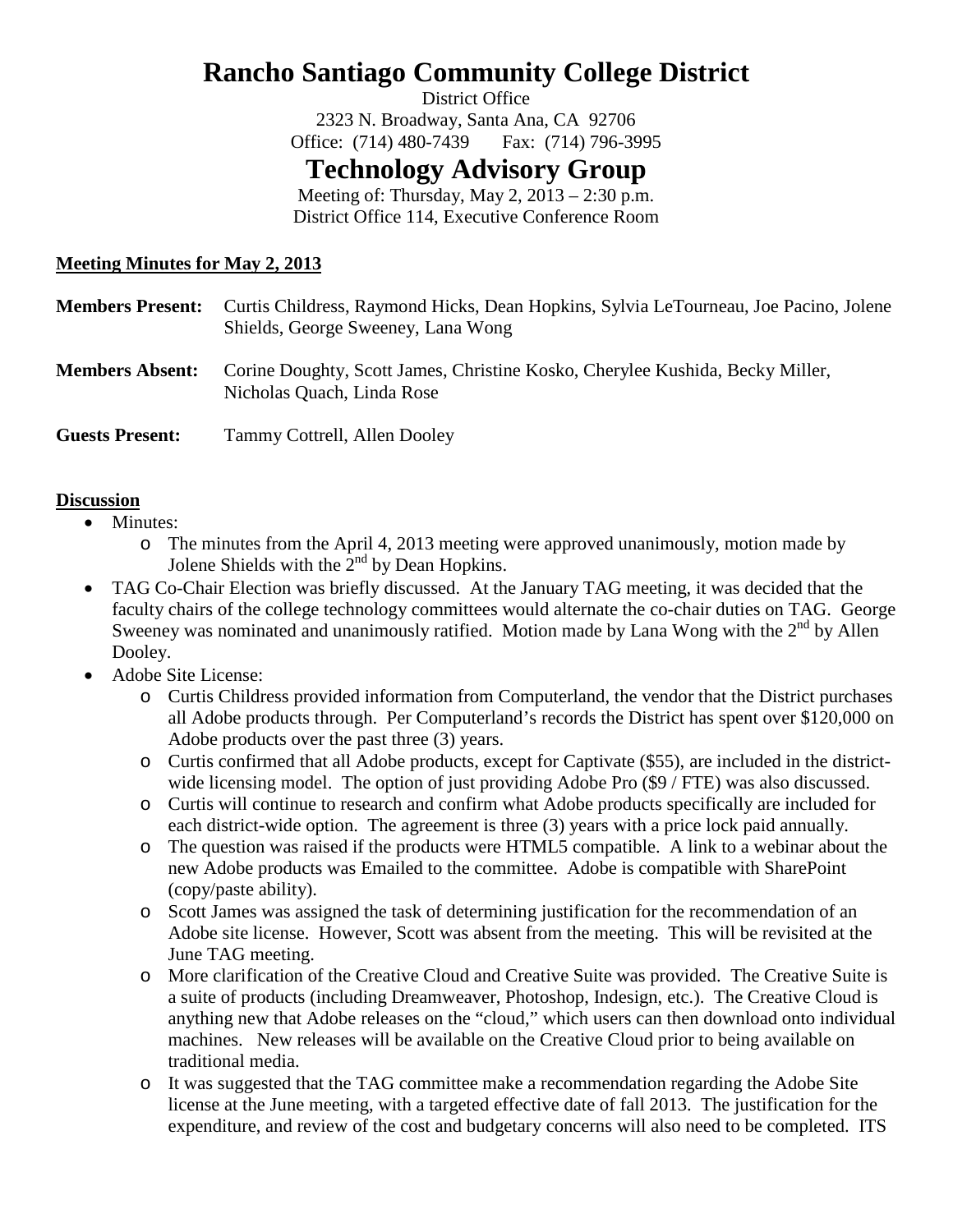# Rancho Santiago Community College District

District Office
2323 N. Broadway, Santa Ana, CA 92706
Office: (714) 480-7439 Fax: (714) 796-3995

# Technology Advisory Group

Meeting of: Thursday, May 2, 2013 – 2:30 p.m.
District Office 114, Executive Conference Room

**Meeting Minutes for May 2, 2013**

**Members Present:** Curtis Childress, Raymond Hicks, Dean Hopkins, Sylvia LeTourneau, Joe Pacino, Jolene Shields, George Sweeney, Lana Wong

**Members Absent:** Corine Doughty, Scott James, Christine Kosko, Cherylee Kushida, Becky Miller, Nicholas Quach, Linda Rose

**Guests Present:** Tammy Cottrell, Allen Dooley

**Discussion**

- Minutes:
    - The minutes from the April 4, 2013 meeting were approved unanimously, motion made by Jolene Shields with the 2nd by Dean Hopkins.
- TAG Co-Chair Election was briefly discussed. At the January TAG meeting, it was decided that the faculty chairs of the college technology committees would alternate the co-chair duties on TAG. George Sweeney was nominated and unanimously ratified. Motion made by Lana Wong with the 2nd by Allen Dooley.
- Adobe Site License:
    - Curtis Childress provided information from Computerland, the vendor that the District purchases all Adobe products through. Per Computerland's records the District has spent over $120,000 on Adobe products over the past three (3) years.
    - Curtis confirmed that all Adobe products, except for Captivate ($55), are included in the district-wide licensing model. The option of just providing Adobe Pro ($9 / FTE) was also discussed.
    - Curtis will continue to research and confirm what Adobe products specifically are included for each district-wide option. The agreement is three (3) years with a price lock paid annually.
    - The question was raised if the products were HTML5 compatible. A link to a webinar about the new Adobe products was Emailed to the committee. Adobe is compatible with SharePoint (copy/paste ability).
    - Scott James was assigned the task of determining justification for the recommendation of an Adobe site license. However, Scott was absent from the meeting. This will be revisited at the June TAG meeting.
    - More clarification of the Creative Cloud and Creative Suite was provided. The Creative Suite is a suite of products (including Dreamweaver, Photoshop, Indesign, etc.). The Creative Cloud is anything new that Adobe releases on the "cloud," which users can then download onto individual machines. New releases will be available on the Creative Cloud prior to being available on traditional media.
    - It was suggested that the TAG committee make a recommendation regarding the Adobe Site license at the June meeting, with a targeted effective date of fall 2013. The justification for the expenditure, and review of the cost and budgetary concerns will also need to be completed. ITS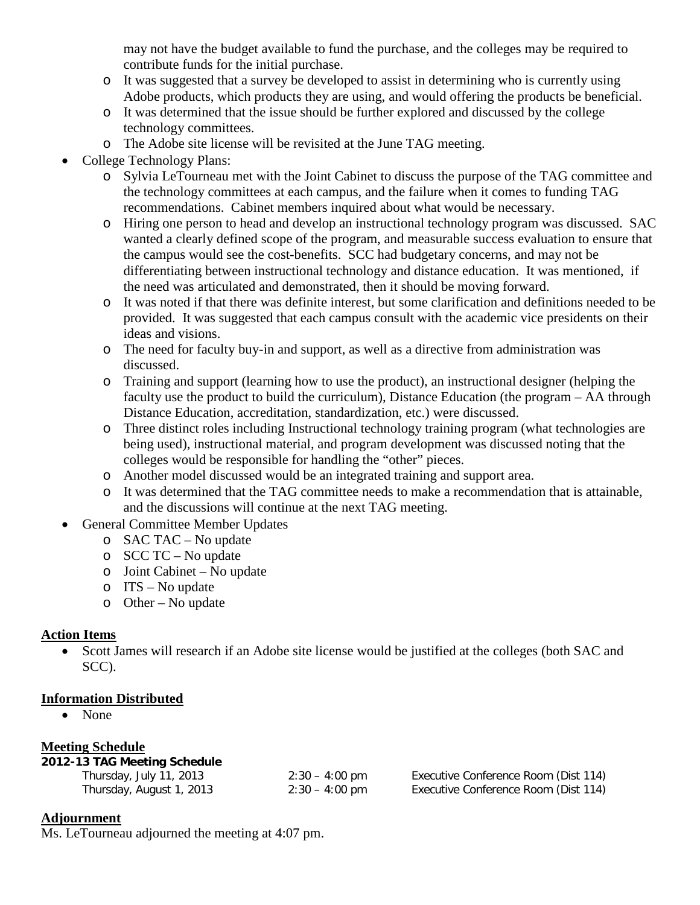may not have the budget available to fund the purchase, and the colleges may be required to contribute funds for the initial purchase.
    - It was suggested that a survey be developed to assist in determining who is currently using Adobe products, which products they are using, and would offering the products be beneficial.
    - It was determined that the issue should be further explored and discussed by the college technology committees.
    - The Adobe site license will be revisited at the June TAG meeting.
- College Technology Plans:
    - Sylvia LeTourneau met with the Joint Cabinet to discuss the purpose of the TAG committee and the technology committees at each campus, and the failure when it comes to funding TAG recommendations. Cabinet members inquired about what would be necessary.
    - Hiring one person to head and develop an instructional technology program was discussed. SAC wanted a clearly defined scope of the program, and measurable success evaluation to ensure that the campus would see the cost-benefits. SCC had budgetary concerns, and may not be differentiating between instructional technology and distance education. It was mentioned, if the need was articulated and demonstrated, then it should be moving forward.
    - It was noted if that there was definite interest, but some clarification and definitions needed to be provided. It was suggested that each campus consult with the academic vice presidents on their ideas and visions.
    - The need for faculty buy-in and support, as well as a directive from administration was discussed.
    - Training and support (learning how to use the product), an instructional designer (helping the faculty use the product to build the curriculum), Distance Education (the program – AA through Distance Education, accreditation, standardization, etc.) were discussed.
    - Three distinct roles including Instructional technology training program (what technologies are being used), instructional material, and program development was discussed noting that the colleges would be responsible for handling the "other" pieces.
    - Another model discussed would be an integrated training and support area.
    - It was determined that the TAG committee needs to make a recommendation that is attainable, and the discussions will continue at the next TAG meeting.
- General Committee Member Updates
    - SAC TAC – No update
    - SCC TC – No update
    - Joint Cabinet – No update
    - ITS – No update
    - Other – No update

## Action Items

- Scott James will research if an Adobe site license would be justified at the colleges (both SAC and SCC).

## Information Distributed

- None

## Meeting Schedule

**2012-13 TAG Meeting Schedule**

| | | |
|---|---|---|
| Thursday, July 11, 2013 | 2:30 – 4:00 pm | Executive Conference Room (Dist 114) |
| Thursday, August 1, 2013 | 2:30 – 4:00 pm | Executive Conference Room (Dist 114) |

## Adjournment

Ms. LeTourneau adjourned the meeting at 4:07 pm.